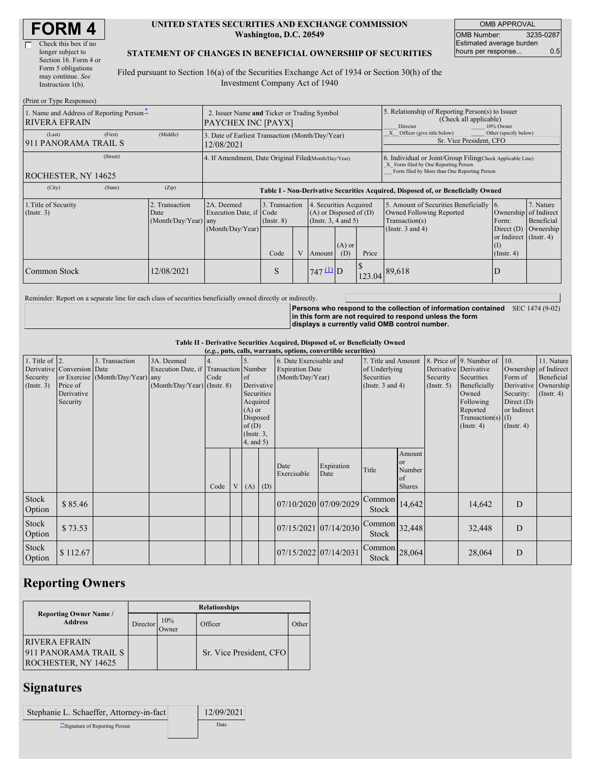# FORM 4

Check this box if no longer subject to Section 16. Form 4 or Form 5 obligations may continue. *See* Instruction 1(b).

**UNITED STATES SECURITIES AND EXCHANGE COMMISSION**
**Washington, D.C. 20549**

**STATEMENT OF CHANGES IN BENEFICIAL OWNERSHIP OF SECURITIES**

Filed pursuant to Section 16(a) of the Securities Exchange Act of 1934 or Section 30(h) of the Investment Company Act of 1940

| OMB APPROVAL | |
|---|---|
| OMB Number: | 3235-0287 |
| Estimated average burden hours per response... | 0.5 |

(Print or Type Responses)

| | | |
|---|---|---|
| 1. Name and Address of Reporting Person* RIVERA EFRAIN (Last) (First) (Middle) 911 PANORAMA TRAIL S (Street) ROCHESTER, NY 14625 (City) (State) (Zip) | 2. Issuer Name and Ticker or Trading Symbol PAYCHEX INC [PAYX] | 5. Relationship of Reporting Person(s) to Issuer (Check all applicable) ___ Director ___ 10% Owner _X_ Officer (give title below) ___ Other (specify below) Sr. Vice President, CFO |
| | 3. Date of Earliest Transaction (Month/Day/Year) 12/08/2021 | |
| | 4. If Amendment, Date Original Filed (Month/Day/Year) | 6. Individual or Joint/Group Filing (Check Applicable Line) _X_ Form filed by One Reporting Person ___ Form filed by More than One Reporting Person |

**Table I - Non-Derivative Securities Acquired, Disposed of, or Beneficially Owned**

| 1.Title of Security (Instr. 3) | 2. Transaction Date (Month/Day/Year) | 2A. Deemed Execution Date, if any (Month/Day/Year) | 3. Transaction Code (Instr. 8) | | 4. Securities Acquired (A) or Disposed of (D) (Instr. 3, 4 and 5) | | | 5. Amount of Securities Beneficially Owned Following Reported Transaction(s) (Instr. 3 and 4) | 6. Ownership Form: Direct (D) or Indirect (I) (Instr. 4) | 7. Nature of Indirect Beneficial Ownership (Instr. 4) |
|---|---|---|---|---|---|---|---|---|---|---|
| | | | Code | V | Amount | (A) or (D) | Price | | | |
| Common Stock | 12/08/2021 | | S | | 747 (1) | D | $ 123.04 | 89,618 | D | |

Reminder: Report on a separate line for each class of securities beneficially owned directly or indirectly.

**Persons who respond to the collection of information contained in this form are not required to respond unless the form displays a currently valid OMB control number.** SEC 1474 (9-02)

**Table II - Derivative Securities Acquired, Disposed of, or Beneficially Owned**
**(*e.g.*, puts, calls, warrants, options, convertible securities)**

| 1. Title of Derivative Security (Instr. 3) | 2. Conversion or Exercise Price of Derivative Security | 3. Transaction Date (Month/Day/Year) | 3A. Deemed Execution Date, if any (Month/Day/Year) | 4. Transaction Code (Instr. 8) | | 5. Number of Derivative Securities Acquired (A) or Disposed of (D) (Instr. 3, 4, and 5) | | 6. Date Exercisable and Expiration Date (Month/Day/Year) | | 7. Title and Amount of Underlying Securities (Instr. 3 and 4) | | 8. Price of Derivative Security (Instr. 5) | 9. Number of Derivative Securities Beneficially Owned Following Reported Transaction(s) (Instr. 4) | 10. Ownership Form of Derivative Security: Direct (D) or Indirect (I) (Instr. 4) | 11. Nature of Indirect Beneficial Ownership (Instr. 4) |
|---|---|---|---|---|---|---|---|---|---|---|---|---|---|---|---|
| | | | | Code | V | (A) | (D) | Date Exercisable | Expiration Date | Title | Amount or Number of Shares | | | | |
| Stock Option | $ 85.46 | | | | | | | 07/10/2020 | 07/09/2029 | Common Stock | 14,642 | | 14,642 | D | |
| Stock Option | $ 73.53 | | | | | | | 07/15/2021 | 07/14/2030 | Common Stock | 32,448 | | 32,448 | D | |
| Stock Option | $ 112.67 | | | | | | | 07/15/2022 | 07/14/2031 | Common Stock | 28,064 | | 28,064 | D | |

## Reporting Owners

| Reporting Owner Name / Address | Relationships | | | |
|---|---|---|---|---|
| | Director | 10% Owner | Officer | Other |
| RIVERA EFRAIN 911 PANORAMA TRAIL S ROCHESTER, NY 14625 | | | Sr. Vice President, CFO | |

## Signatures

| | |
|---|---|
| Stephanie L. Schaeffer, Attorney-in-fact | 12/09/2021 |
| **Signature of Reporting Person | Date |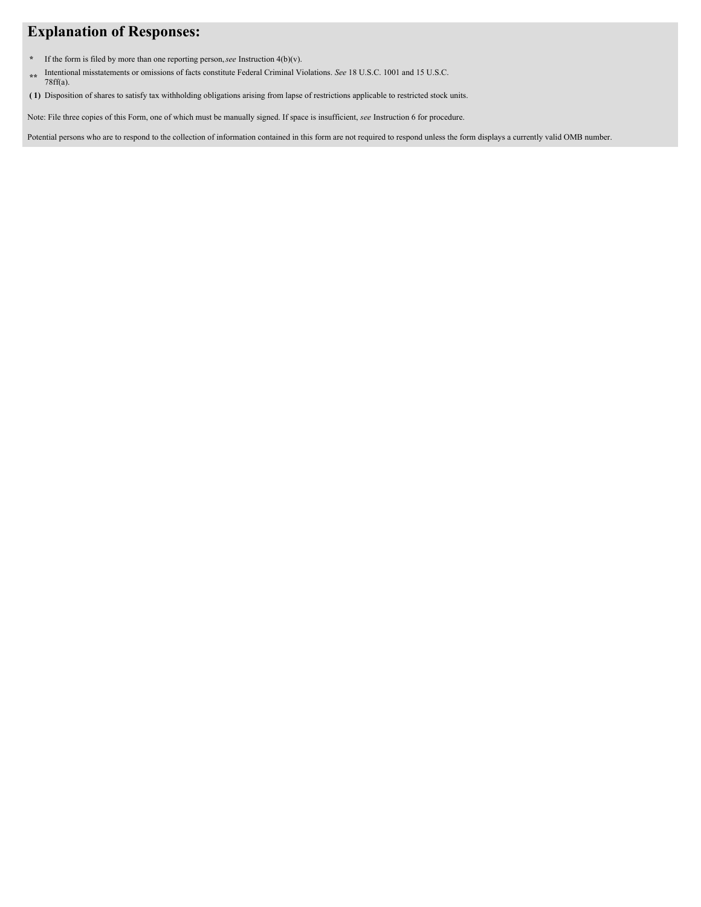# Explanation of Responses:

* If the form is filed by more than one reporting person, *see* Instruction 4(b)(v).

** Intentional misstatements or omissions of facts constitute Federal Criminal Violations. *See* 18 U.S.C. 1001 and 15 U.S.C. 78ff(a).

**( 1)** Disposition of shares to satisfy tax withholding obligations arising from lapse of restrictions applicable to restricted stock units.

Note: File three copies of this Form, one of which must be manually signed. If space is insufficient, *see* Instruction 6 for procedure.

Potential persons who are to respond to the collection of information contained in this form are not required to respond unless the form displays a currently valid OMB number.